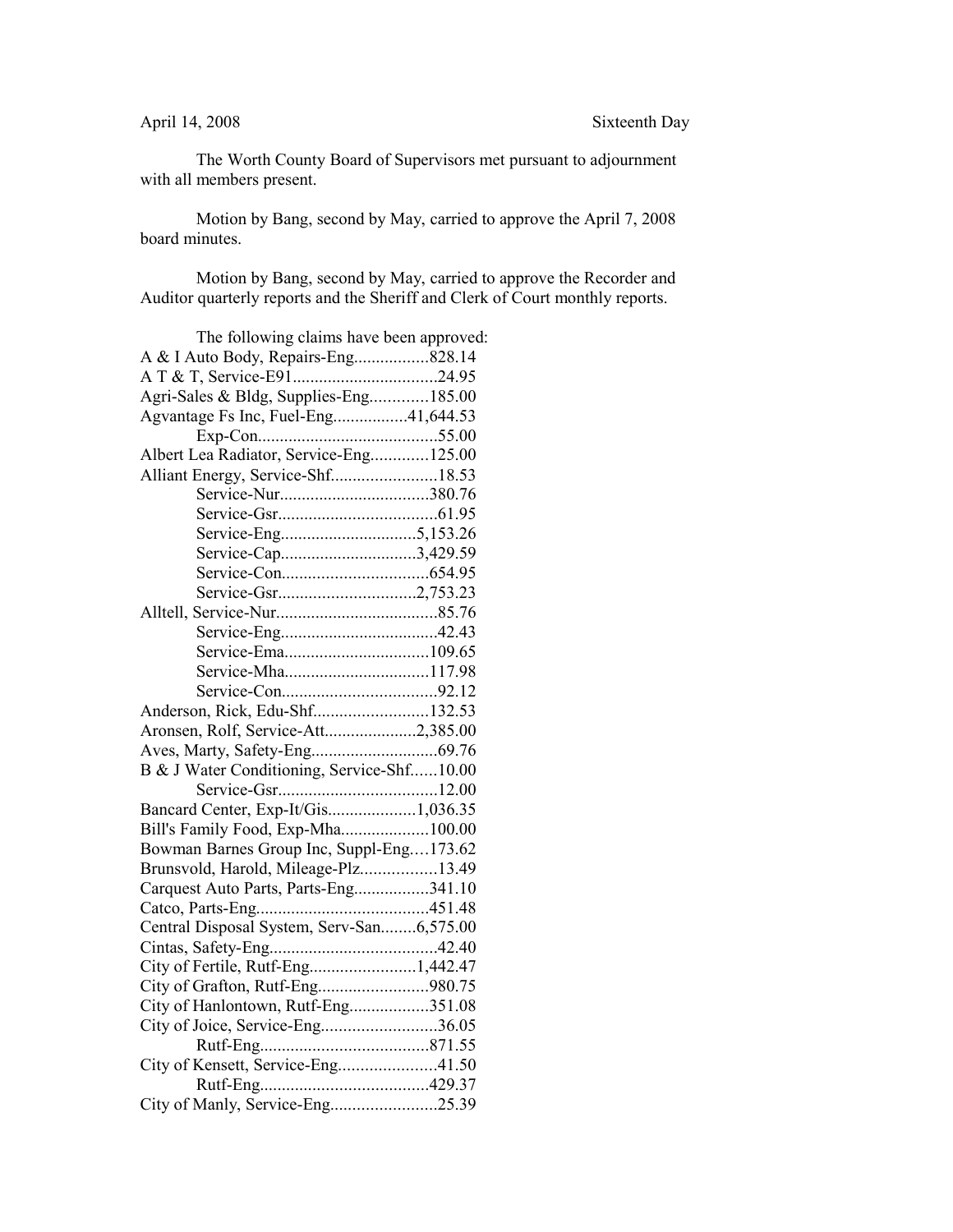April 14, 2008 Sixteenth Day

The Worth County Board of Supervisors met pursuant to adjournment with all members present.

Motion by Bang, second by May, carried to approve the April 7, 2008 board minutes.

Motion by Bang, second by May, carried to approve the Recorder and Auditor quarterly reports and the Sheriff and Clerk of Court monthly reports.

The following claims have been approved:

A & I Auto Body, Repairs-Eng.................828.14
A T & T, Service-E91.................................24.95
Agri-Sales & Bldg, Supplies-Eng.............185.00
Agvantage Fs Inc, Fuel-Eng.................41,644.53
Exp-Con.........................................55.00
Albert Lea Radiator, Service-Eng.............125.00
Alliant Energy, Service-Shf........................18.53
Service-Nur..................................380.76
Service-Gsr....................................61.95
Service-Eng...............................5,153.26
Service-Cap...............................3,429.59
Service-Con.................................654.95
Service-Gsr...............................2,753.23
Alltell, Service-Nur.....................................85.76
Service-Eng....................................42.43
Service-Ema.................................109.65
Service-Mha.................................117.98
Service-Con...................................92.12
Anderson, Rick, Edu-Shf..........................132.53
Aronsen, Rolf, Service-Att.....................2,385.00
Aves, Marty, Safety-Eng............................69.76
B & J Water Conditioning, Service-Shf......10.00
Service-Gsr....................................12.00
Bancard Center, Exp-It/Gis....................1,036.35
Bill's Family Food, Exp-Mha....................100.00
Bowman Barnes Group Inc, Suppl-Eng....173.62
Brunsvold, Harold, Mileage-Plz.................13.49
Carquest Auto Parts, Parts-Eng.................341.10
Catco, Parts-Eng.......................................451.48
Central Disposal System, Serv-San........6,575.00
Cintas, Safety-Eng......................................42.40
City of Fertile, Rutf-Eng........................1,442.47
City of Grafton, Rutf-Eng.........................980.75
City of Hanlontown, Rutf-Eng..................351.08
City of Joice, Service-Eng..........................36.05
Rutf-Eng......................................871.55
City of Kensett, Service-Eng......................41.50
Rutf-Eng......................................429.37
City of Manly, Service-Eng........................25.39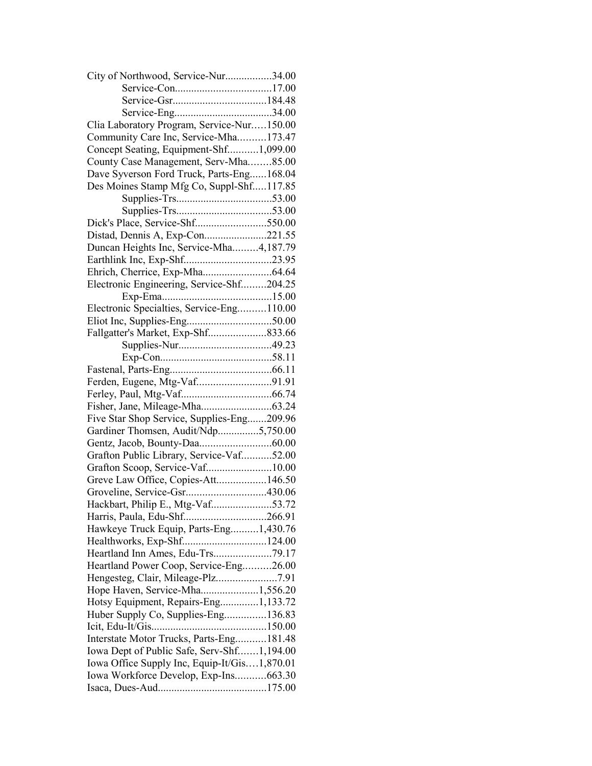City of Northwood, Service-Nur.................34.00
Service-Con...................................17.00
Service-Gsr..................................184.48
Service-Eng...................................34.00
Clia Laboratory Program, Service-Nur.....150.00
Community Care Inc, Service-Mha..........173.47
Concept Seating, Equipment-Shf...........1,099.00
County Case Management, Serv-Mha........85.00
Dave Syverson Ford Truck, Parts-Eng......168.04
Des Moines Stamp Mfg Co, Suppl-Shf.....117.85
Supplies-Trs..................................53.00
Supplies-Trs..................................53.00
Dick's Place, Service-Shf..........................550.00
Distad, Dennis A, Exp-Con......................221.55
Duncan Heights Inc, Service-Mha.........4,187.79
Earthlink Inc, Exp-Shf................................23.95
Ehrich, Cherrice, Exp-Mha.........................64.64
Electronic Engineering, Service-Shf.........204.25
Exp-Ema........................................15.00
Electronic Specialties, Service-Eng..........110.00
Eliot Inc, Supplies-Eng...............................50.00
Fallgatter's Market, Exp-Shf.....................833.66
Supplies-Nur..................................49.23
Exp-Con........................................58.11
Fastenal, Parts-Eng.....................................66.11
Ferden, Eugene, Mtg-Vaf...........................91.91
Ferley, Paul, Mtg-Vaf.................................66.74
Fisher, Jane, Mileage-Mha..........................63.24
Five Star Shop Service, Supplies-Eng.......209.96
Gardiner Thomsen, Audit/Ndp...............5,750.00
Gentz, Jacob, Bounty-Daa..........................60.00
Grafton Public Library, Service-Vaf...........52.00
Grafton Scoop, Service-Vaf........................10.00
Greve Law Office, Copies-Att..................146.50
Groveline, Service-Gsr.............................430.06
Hackbart, Philip E., Mtg-Vaf......................53.72
Harris, Paula, Edu-Shf..............................266.91
Hawkeye Truck Equip, Parts-Eng..........1,430.76
Healthworks, Exp-Shf...............................124.00
Heartland Inn Ames, Edu-Trs.....................79.17
Heartland Power Coop, Service-Eng..........26.00
Hengesteg, Clair, Mileage-Plz......................7.91
Hope Haven, Service-Mha.....................1,556.20
Hotsy Equipment, Repairs-Eng..............1,133.72
Huber Supply Co, Supplies-Eng...............136.83
Icit, Edu-It/Gis..........................................150.00
Interstate Motor Trucks, Parts-Eng...........181.48
Iowa Dept of Public Safe, Serv-Shf.......1,194.00
Iowa Office Supply Inc, Equip-It/Gis....1,870.01
Iowa Workforce Develop, Exp-Ins...........663.30
Isaca, Dues-Aud.......................................175.00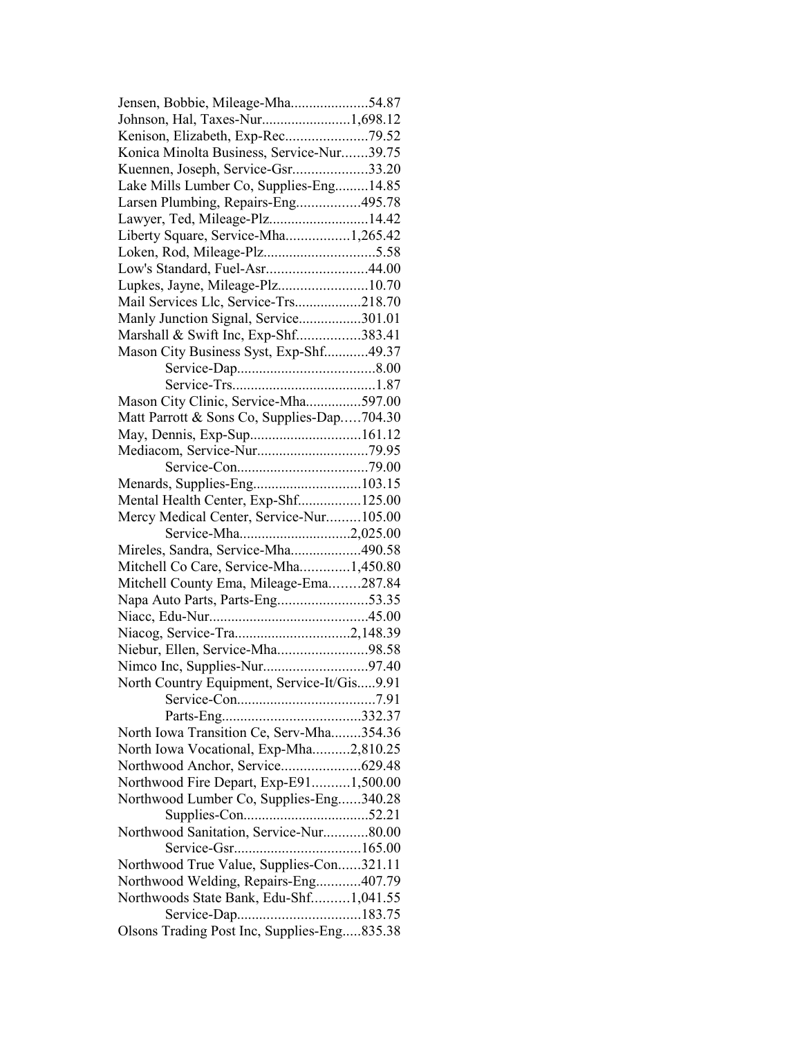Jensen, Bobbie, Mileage-Mha.....................54.87
Johnson, Hal, Taxes-Nur........................1,698.12
Kenison, Elizabeth, Exp-Rec......................79.52
Konica Minolta Business, Service-Nur.......39.75
Kuennen, Joseph, Service-Gsr....................33.20
Lake Mills Lumber Co, Supplies-Eng.........14.85
Larsen Plumbing, Repairs-Eng.................495.78
Lawyer, Ted, Mileage-Plz...........................14.42
Liberty Square, Service-Mha.................1,265.42
Loken, Rod, Mileage-Plz..............................5.58
Low's Standard, Fuel-Asr...........................44.00
Lupkes, Jayne, Mileage-Plz........................10.70
Mail Services Llc, Service-Trs..................218.70
Manly Junction Signal, Service.................301.01
Marshall & Swift Inc, Exp-Shf.................383.41
Mason City Business Syst, Exp-Shf............49.37
Service-Dap......................................8.00
Service-Trs.......................................1.87
Mason City Clinic, Service-Mha...............597.00
Matt Parrott & Sons Co, Supplies-Dap.....704.30
May, Dennis, Exp-Sup..............................161.12
Mediacom, Service-Nur..............................79.95
Service-Con...................................79.00
Menards, Supplies-Eng.............................103.15
Mental Health Center, Exp-Shf.................125.00
Mercy Medical Center, Service-Nur.........105.00
Service-Mha.............................2,025.00
Mireles, Sandra, Service-Mha...................490.58
Mitchell Co Care, Service-Mha.............1,450.80
Mitchell County Ema, Mileage-Ema........287.84
Napa Auto Parts, Parts-Eng........................53.35
Niacc, Edu-Nur...........................................45.00
Niacog, Service-Tra...............................2,148.39
Niebur, Ellen, Service-Mha........................98.58
Nimco Inc, Supplies-Nur............................97.40
North Country Equipment, Service-It/Gis.....9.91
Service-Con.....................................7.91
Parts-Eng.....................................332.37
North Iowa Transition Ce, Serv-Mha........354.36
North Iowa Vocational, Exp-Mha..........2,810.25
Northwood Anchor, Service.....................629.48
Northwood Fire Depart, Exp-E91..........1,500.00
Northwood Lumber Co, Supplies-Eng......340.28
Supplies-Con..................................52.21
Northwood Sanitation, Service-Nur............80.00
Service-Gsr..................................165.00
Northwood True Value, Supplies-Con......321.11
Northwood Welding, Repairs-Eng............407.79
Northwoods State Bank, Edu-Shf..........1,041.55
Service-Dap.................................183.75
Olsons Trading Post Inc, Supplies-Eng.....835.38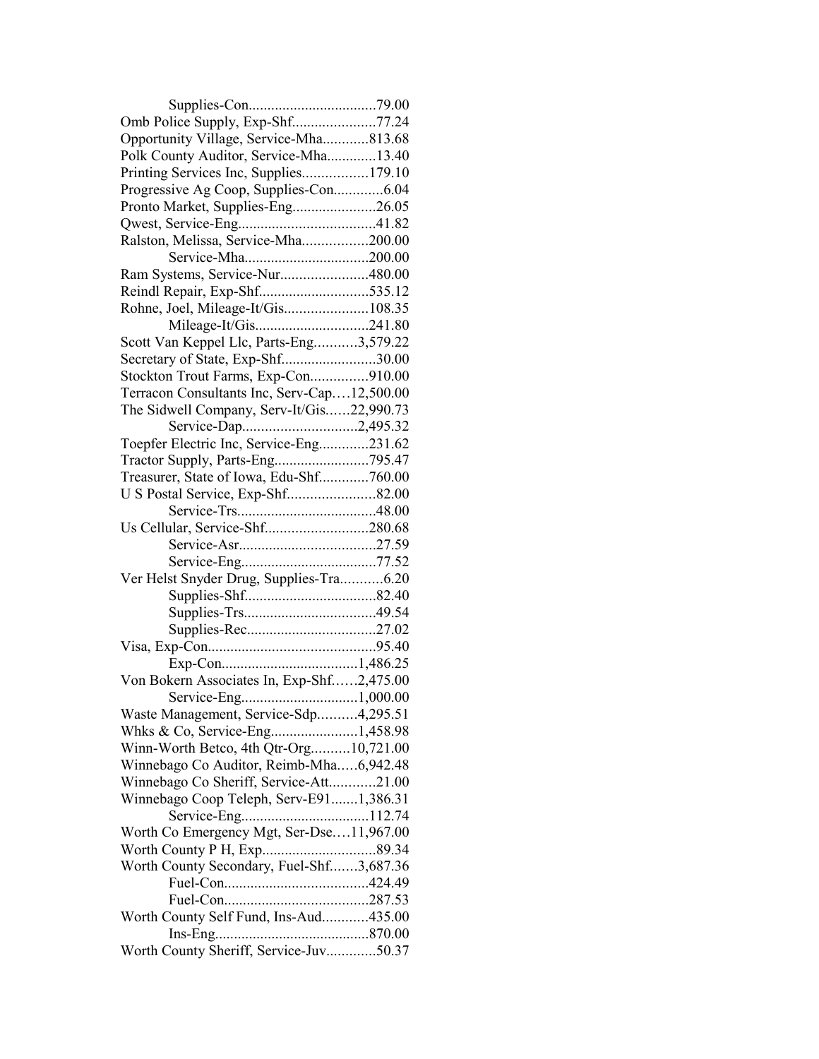Supplies-Con..................................79.00
Omb Police Supply, Exp-Shf......................77.24
Opportunity Village, Service-Mha............813.68
Polk County Auditor, Service-Mha.............13.40
Printing Services Inc, Supplies.................179.10
Progressive Ag Coop, Supplies-Con.............6.04
Pronto Market, Supplies-Eng......................26.05
Qwest, Service-Eng....................................41.82
Ralston, Melissa, Service-Mha.................200.00
Service-Mha.................................200.00
Ram Systems, Service-Nur.......................480.00
Reindl Repair, Exp-Shf............................535.12
Rohne, Joel, Mileage-It/Gis......................108.35
Mileage-It/Gis..............................241.80
Scott Van Keppel Llc, Parts-Eng...........3,579.22
Secretary of State, Exp-Shf.........................30.00
Stockton Trout Farms, Exp-Con...............910.00
Terracon Consultants Inc, Serv-Cap….12,500.00
The Sidwell Company, Serv-It/Gis……22,990.73
Service-Dap..............................2,495.32
Toepfer Electric Inc, Service-Eng.............231.62
Tractor Supply, Parts-Eng.........................795.47
Treasurer, State of Iowa, Edu-Shf.............760.00
U S Postal Service, Exp-Shf.......................82.00
Service-Trs....................................48.00
Us Cellular, Service-Shf...........................280.68
Service-Asr....................................27.59
Service-Eng....................................77.52
Ver Helst Snyder Drug, Supplies-Tra...........6.20
Supplies-Shf...................................82.40
Supplies-Trs...................................49.54
Supplies-Rec..................................27.02
Visa, Exp-Con............................................95.40
Exp-Con....................................1,486.25
Von Bokern Associates In, Exp-Shf……2,475.00
Service-Eng...............................1,000.00
Waste Management, Service-Sdp..........4,295.51
Whks & Co, Service-Eng.......................1,458.98
Winn-Worth Betco, 4th Qtr-Org..........10,721.00
Winnebago Co Auditor, Reimb-Mha.....6,942.48
Winnebago Co Sheriff, Service-Att............21.00
Winnebago Coop Teleph, Serv-E91.......1,386.31
Service-Eng..................................112.74
Worth Co Emergency Mgt, Ser-Dse….11,967.00
Worth County P H, Exp..............................89.34
Worth County Secondary, Fuel-Shf.......3,687.36
Fuel-Con......................................424.49
Fuel-Con......................................287.53
Worth County Self Fund, Ins-Aud............435.00
Ins-Eng.........................................870.00
Worth County Sheriff, Service-Juv.............50.37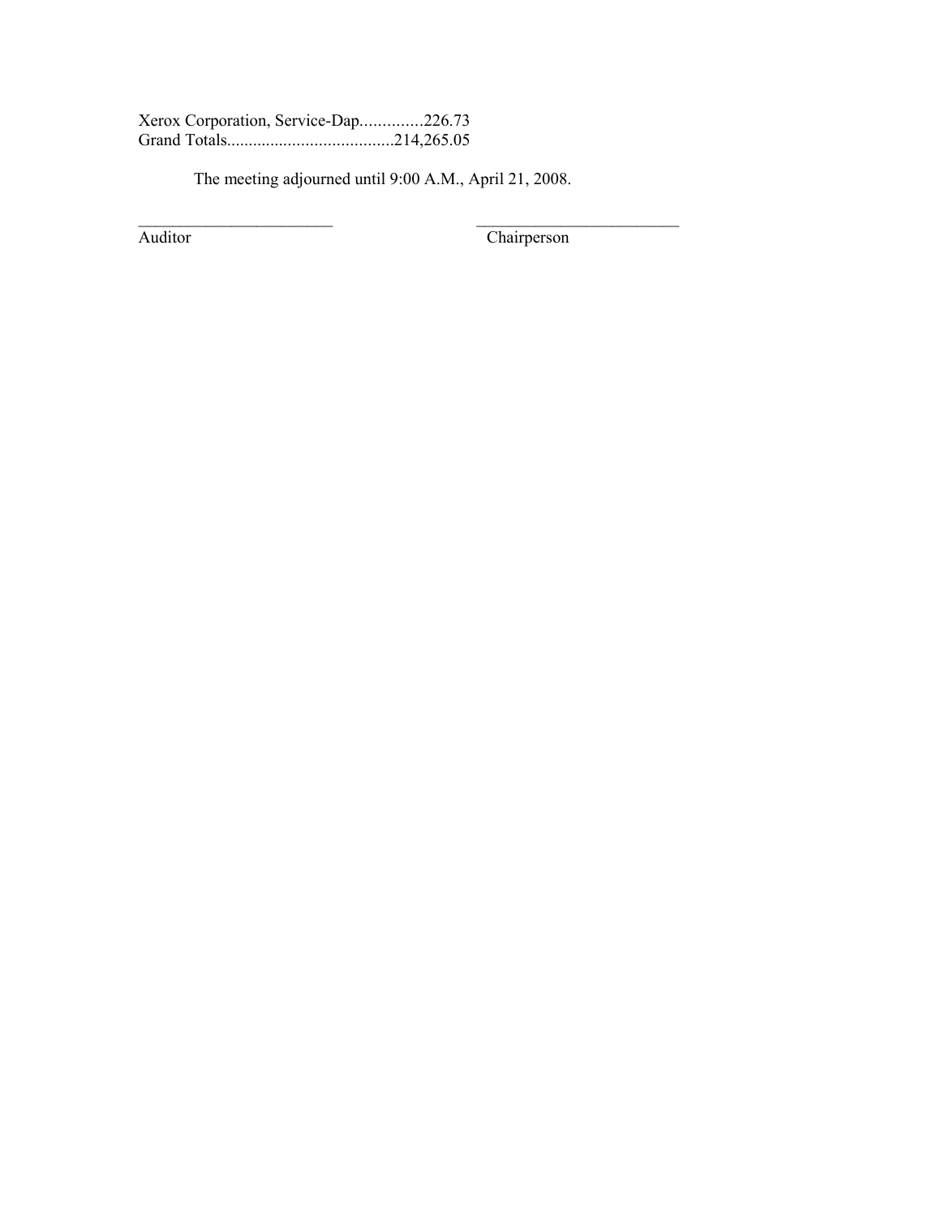Xerox Corporation, Service-Dap..............226.73
Grand Totals......................................214,265.05

The meeting adjourned until 9:00 A.M., April 21, 2008.

________________________ ________________________
Auditor Chairperson